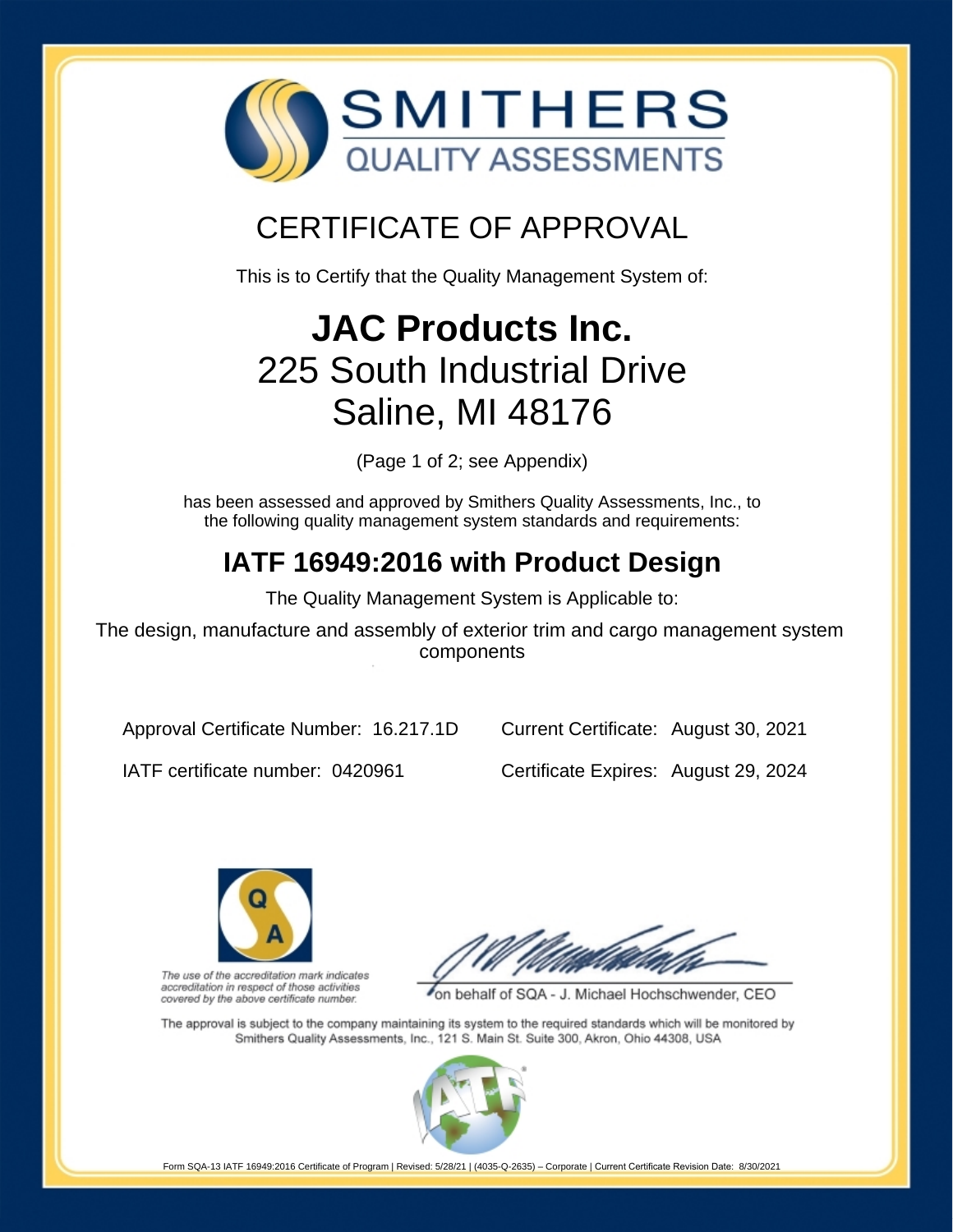# SMITHERS
## QUALITY ASSESSMENTS

## CERTIFICATE OF APPROVAL

This is to Certify that the Quality Management System of:

# JAC Products Inc.
## 225 South Industrial Drive
## Saline, MI 48176

(Page 1 of 2; see Appendix)

has been assessed and approved by Smithers Quality Assessments, Inc., to the following quality management system standards and requirements:

## IATF 16949:2016 with Product Design

The Quality Management System is Applicable to:

The design, manufacture and assembly of exterior trim and cargo management system components

Approval Certificate Number: 16.217.1D

IATF certificate number: 0420961

Current Certificate: August 30, 2021

Certificate Expires: August 29, 2024

*The use of the accreditation mark indicates accreditation in respect of those activities covered by the above certificate number.*

on behalf of SQA - J. Michael Hochschwender, CEO

The approval is subject to the company maintaining its system to the required standards which will be monitored by Smithers Quality Assessments, Inc., 121 S. Main St. Suite 300, Akron, Ohio 44308, USA

Form SQA-13 IATF 16949:2016 Certificate of Program | Revised: 5/28/21 | (4035-Q-2635) – Corporate | Current Certificate Revision Date: 8/30/2021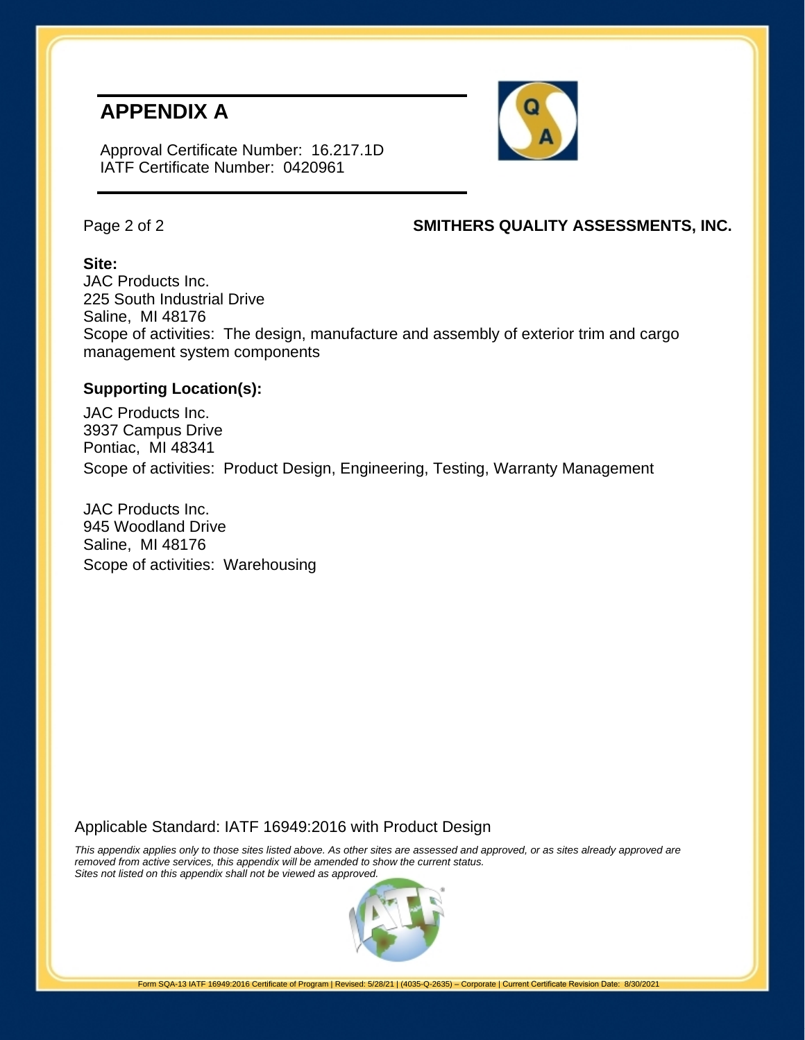# APPENDIX A

Approval Certificate Number: 16.217.1D
IATF Certificate Number: 0420961

**SMITHERS QUALITY ASSESSMENTS, INC.**

**Site:**
JAC Products Inc.
225 South Industrial Drive
Saline, MI 48176
Scope of activities: The design, manufacture and assembly of exterior trim and cargo management system components

**Supporting Location(s):**

JAC Products Inc.
3937 Campus Drive
Pontiac, MI 48341
Scope of activities: Product Design, Engineering, Testing, Warranty Management

JAC Products Inc.
945 Woodland Drive
Saline, MI 48176
Scope of activities: Warehousing

Applicable Standard: IATF 16949:2016 with Product Design

*This appendix applies only to those sites listed above. As other sites are assessed and approved, or as sites already approved are removed from active services, this appendix will be amended to show the current status.*
*Sites not listed on this appendix shall not be viewed as approved.*

Form SQA-13 IATF 16949:2016 Certificate of Program | Revised: 5/28/21 | (4035-Q-2635) – Corporate | Current Certificate Revision Date: 8/30/2021